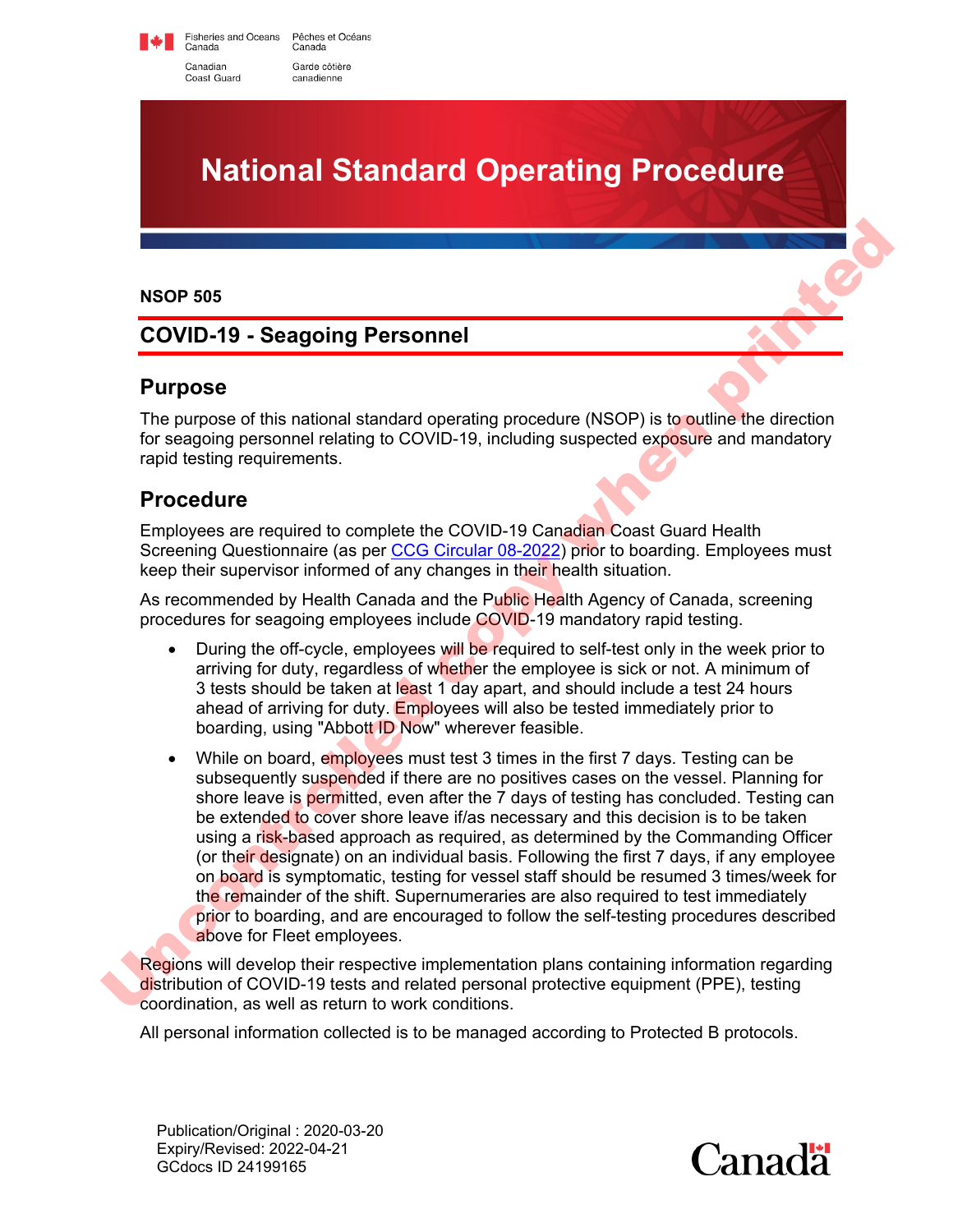Fisheries and Oceans Canada / Pêches et Océans Canada
Canadian Coast Guard / Garde côtière canadienne

# National Standard Operating Procedure

**NSOP 505**

## COVID-19 - Seagoing Personnel

## Purpose

The purpose of this national standard operating procedure (NSOP) is to outline the direction for seagoing personnel relating to COVID-19, including suspected exposure and mandatory rapid testing requirements.

## Procedure

Employees are required to complete the COVID-19 Canadian Coast Guard Health Screening Questionnaire (as per CCG Circular 08-2022) prior to boarding. Employees must keep their supervisor informed of any changes in their health situation.

As recommended by Health Canada and the Public Health Agency of Canada, screening procedures for seagoing employees include COVID-19 mandatory rapid testing.

- During the off-cycle, employees will be required to self-test only in the week prior to arriving for duty, regardless of whether the employee is sick or not. A minimum of 3 tests should be taken at least 1 day apart, and should include a test 24 hours ahead of arriving for duty. Employees will also be tested immediately prior to boarding, using "Abbott ID Now" wherever feasible.
- While on board, employees must test 3 times in the first 7 days. Testing can be subsequently suspended if there are no positives cases on the vessel. Planning for shore leave is permitted, even after the 7 days of testing has concluded. Testing can be extended to cover shore leave if/as necessary and this decision is to be taken using a risk-based approach as required, as determined by the Commanding Officer (or their designate) on an individual basis. Following the first 7 days, if any employee on board is symptomatic, testing for vessel staff should be resumed 3 times/week for the remainder of the shift. Supernumeraries are also required to test immediately prior to boarding, and are encouraged to follow the self-testing procedures described above for Fleet employees.

Regions will develop their respective implementation plans containing information regarding distribution of COVID-19 tests and related personal protective equipment (PPE), testing coordination, as well as return to work conditions.

All personal information collected is to be managed according to Protected B protocols.

Publication/Original : 2020-03-20
Expiry/Revised: 2022-04-21
GCdocs ID 24199165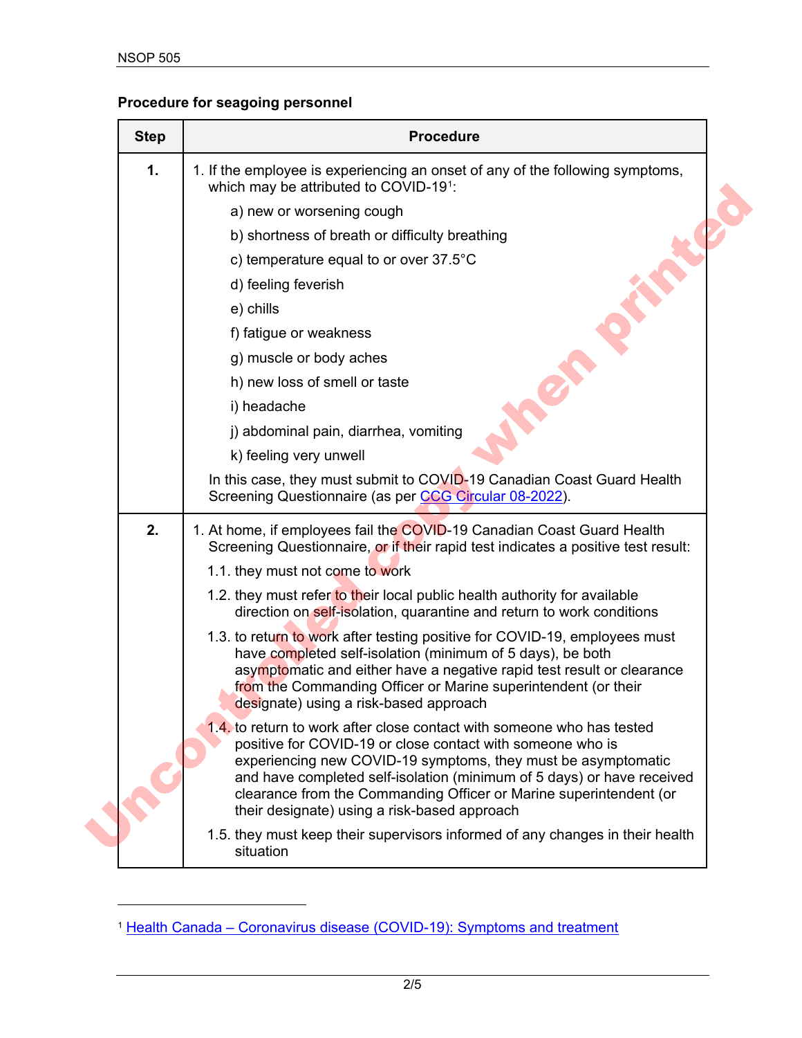**Procedure for seagoing personnel**

| Step | Procedure |
|---|---|
| **1.** | 1. If the employee is experiencing an onset of any of the following symptoms, which may be attributed to COVID-19[1]:<br>a) new or worsening cough<br>b) shortness of breath or difficulty breathing<br>c) temperature equal to or over 37.5°C<br>d) feeling feverish<br>e) chills<br>f) fatigue or weakness<br>g) muscle or body aches<br>h) new loss of smell or taste<br>i) headache<br>j) abdominal pain, diarrhea, vomiting<br>k) feeling very unwell<br>In this case, they must submit to COVID-19 Canadian Coast Guard Health Screening Questionnaire (as per CCG Circular 08-2022). |
| **2.** | 1. At home, if employees fail the COVID-19 Canadian Coast Guard Health Screening Questionnaire, or if their rapid test indicates a positive test result:<br>1.1. they must not come to work<br>1.2. they must refer to their local public health authority for available direction on self-isolation, quarantine and return to work conditions<br>1.3. to return to work after testing positive for COVID-19, employees must have completed self-isolation (minimum of 5 days), be both asymptomatic and either have a negative rapid test result or clearance from the Commanding Officer or Marine superintendent (or their designate) using a risk-based approach<br>1.4. to return to work after close contact with someone who has tested positive for COVID-19 or close contact with someone who is experiencing new COVID-19 symptoms, they must be asymptomatic and have completed self-isolation (minimum of 5 days) or have received clearance from the Commanding Officer or Marine superintendent (or their designate) using a risk-based approach<br>1.5. they must keep their supervisors informed of any changes in their health situation |

[1] Health Canada – Coronavirus disease (COVID-19): Symptoms and treatment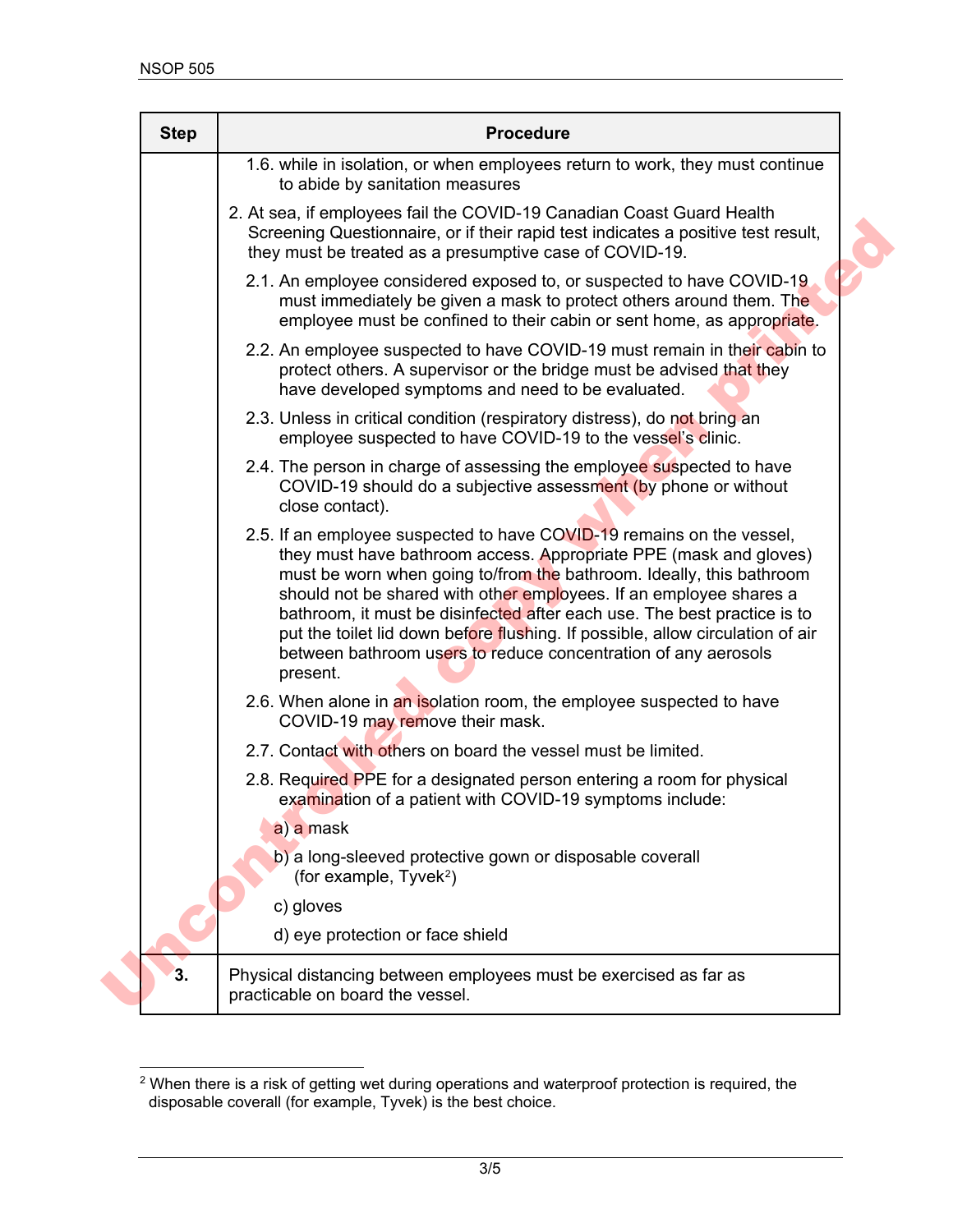| Step | Procedure |
|---|---|
| | 1.6. while in isolation, or when employees return to work, they must continue to abide by sanitation measures<br><br>2. At sea, if employees fail the COVID-19 Canadian Coast Guard Health Screening Questionnaire, or if their rapid test indicates a positive test result, they must be treated as a presumptive case of COVID-19.<br><br>2.1. An employee considered exposed to, or suspected to have COVID-19 must immediately be given a mask to protect others around them. The employee must be confined to their cabin or sent home, as appropriate.<br><br>2.2. An employee suspected to have COVID-19 must remain in their cabin to protect others. A supervisor or the bridge must be advised that they have developed symptoms and need to be evaluated.<br><br>2.3. Unless in critical condition (respiratory distress), do not bring an employee suspected to have COVID-19 to the vessel's clinic.<br><br>2.4. The person in charge of assessing the employee suspected to have COVID-19 should do a subjective assessment (by phone or without close contact).<br><br>2.5. If an employee suspected to have COVID-19 remains on the vessel, they must have bathroom access. Appropriate PPE (mask and gloves) must be worn when going to/from the bathroom. Ideally, this bathroom should not be shared with other employees. If an employee shares a bathroom, it must be disinfected after each use. The best practice is to put the toilet lid down before flushing. If possible, allow circulation of air between bathroom users to reduce concentration of any aerosols present.<br><br>2.6. When alone in an isolation room, the employee suspected to have COVID-19 may remove their mask.<br><br>2.7. Contact with others on board the vessel must be limited.<br><br>2.8. Required PPE for a designated person entering a room for physical examination of a patient with COVID-19 symptoms include:<br><br>a) a mask<br><br>b) a long-sleeved protective gown or disposable coverall (for example, Tyvek[2])<br><br>c) gloves<br><br>d) eye protection or face shield |
| **3.** | Physical distancing between employees must be exercised as far as practicable on board the vessel. |

[2] When there is a risk of getting wet during operations and waterproof protection is required, the disposable coverall (for example, Tyvek) is the best choice.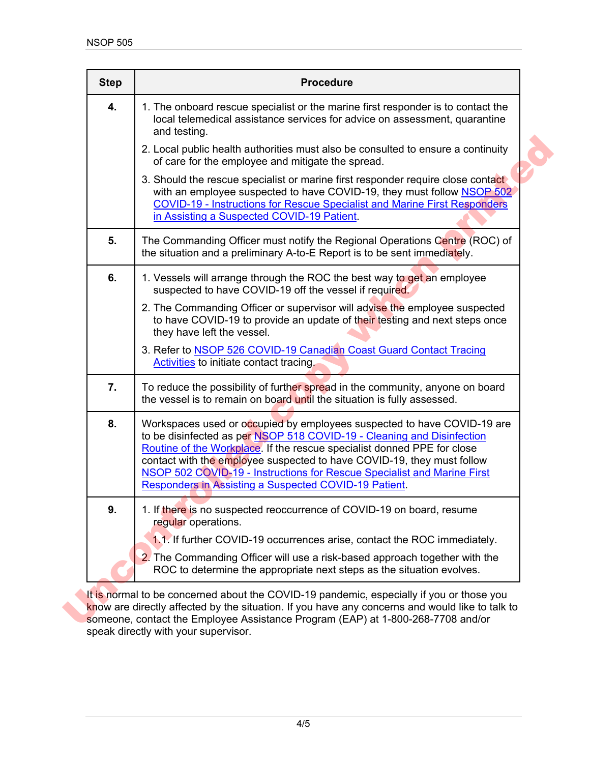| Step | Procedure |
|---|---|
| **4.** | 1. The onboard rescue specialist or the marine first responder is to contact the local telemedical assistance services for advice on assessment, quarantine and testing.<br>2. Local public health authorities must also be consulted to ensure a continuity of care for the employee and mitigate the spread.<br>3. Should the rescue specialist or marine first responder require close contact with an employee suspected to have COVID-19, they must follow NSOP 502 COVID-19 - Instructions for Rescue Specialist and Marine First Responders in Assisting a Suspected COVID-19 Patient. |
| **5.** | The Commanding Officer must notify the Regional Operations Centre (ROC) of the situation and a preliminary A-to-E Report is to be sent immediately. |
| **6.** | 1. Vessels will arrange through the ROC the best way to get an employee suspected to have COVID-19 off the vessel if required.<br>2. The Commanding Officer or supervisor will advise the employee suspected to have COVID-19 to provide an update of their testing and next steps once they have left the vessel.<br>3. Refer to NSOP 526 COVID-19 Canadian Coast Guard Contact Tracing Activities to initiate contact tracing. |
| **7.** | To reduce the possibility of further spread in the community, anyone on board the vessel is to remain on board until the situation is fully assessed. |
| **8.** | Workspaces used or occupied by employees suspected to have COVID-19 are to be disinfected as per NSOP 518 COVID-19 - Cleaning and Disinfection Routine of the Workplace. If the rescue specialist donned PPE for close contact with the employee suspected to have COVID-19, they must follow NSOP 502 COVID-19 - Instructions for Rescue Specialist and Marine First Responders in Assisting a Suspected COVID-19 Patient. |
| **9.** | 1. If there is no suspected reoccurrence of COVID-19 on board, resume regular operations.<br>1.1. If further COVID-19 occurrences arise, contact the ROC immediately.<br>2. The Commanding Officer will use a risk-based approach together with the ROC to determine the appropriate next steps as the situation evolves. |

It is normal to be concerned about the COVID-19 pandemic, especially if you or those you know are directly affected by the situation. If you have any concerns and would like to talk to someone, contact the Employee Assistance Program (EAP) at 1-800-268-7708 and/or speak directly with your supervisor.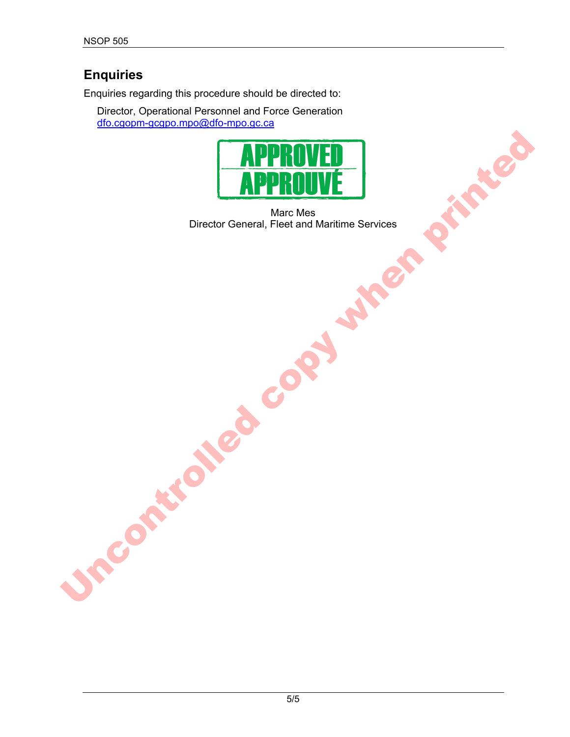## Enquiries

Enquiries regarding this procedure should be directed to:

Director, Operational Personnel and Force Generation
dfo.cgopm-gcgpo.mpo@dfo-mpo.gc.ca

APPROVED
APPROUVÉ

Marc Mes
Director General, Fleet and Maritime Services